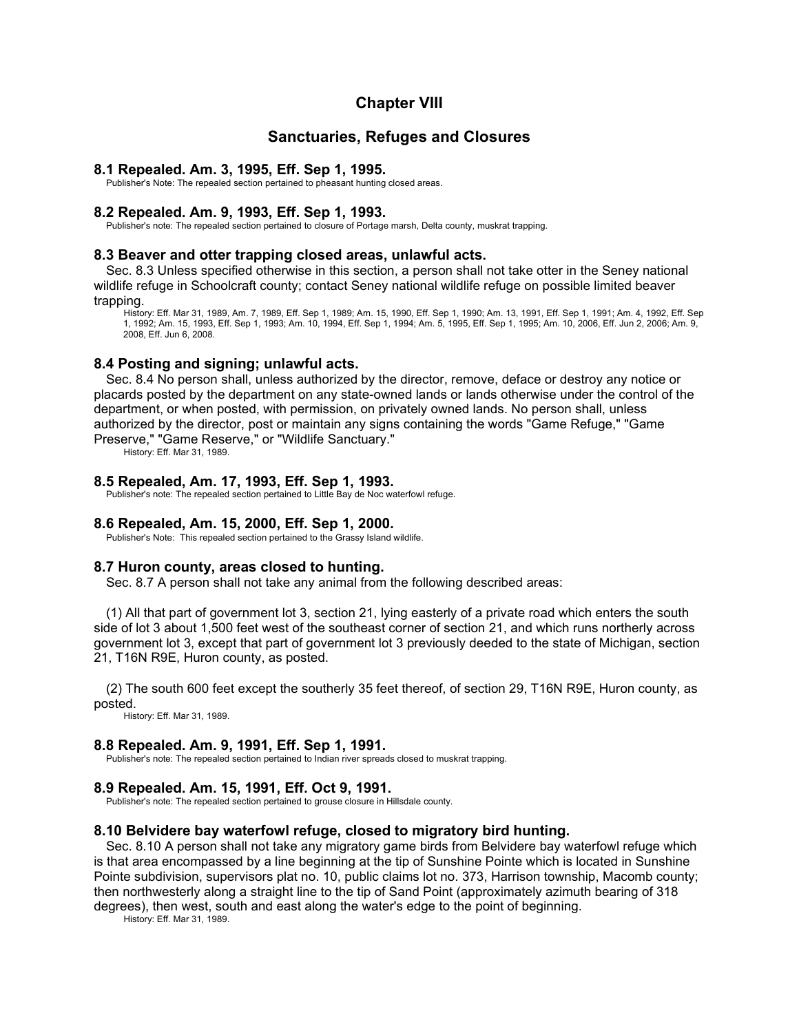# Chapter VIII

## Sanctuaries, Refuges and Closures

### 8.1 Repealed. Am. 3, 1995, Eff. Sep 1, 1995.

Publisher's Note: The repealed section pertained to pheasant hunting closed areas.

### 8.2 Repealed. Am. 9, 1993, Eff. Sep 1, 1993.

Publisher's note: The repealed section pertained to closure of Portage marsh, Delta county, muskrat trapping.

### 8.3 Beaver and otter trapping closed areas, unlawful acts.

Sec. 8.3 Unless specified otherwise in this section, a person shall not take otter in the Seney national wildlife refuge in Schoolcraft county; contact Seney national wildlife refuge on possible limited beaver trapping.

History: Eff. Mar 31, 1989, Am. 7, 1989, Eff. Sep 1, 1989; Am. 15, 1990, Eff. Sep 1, 1990; Am. 13, 1991, Eff. Sep 1, 1991; Am. 4, 1992, Eff. Sep 1, 1992; Am. 15, 1993, Eff. Sep 1, 1993; Am. 10, 1994, Eff. Sep 1, 1994; Am. 5, 1995, Eff. Sep 1, 1995; Am. 10, 2006, Eff. Jun 2, 2006; Am. 9, 2008, Eff. Jun 6, 2008.

### 8.4 Posting and signing; unlawful acts.

Sec. 8.4 No person shall, unless authorized by the director, remove, deface or destroy any notice or placards posted by the department on any state-owned lands or lands otherwise under the control of the department, or when posted, with permission, on privately owned lands. No person shall, unless authorized by the director, post or maintain any signs containing the words "Game Refuge," "Game Preserve," "Game Reserve," or "Wildlife Sanctuary."

History: Eff. Mar 31, 1989.

### 8.5 Repealed, Am. 17, 1993, Eff. Sep 1, 1993.

Publisher's note: The repealed section pertained to Little Bay de Noc waterfowl refuge.

### 8.6 Repealed, Am. 15, 2000, Eff. Sep 1, 2000.

Publisher's Note: This repealed section pertained to the Grassy Island wildlife.

### 8.7 Huron county, areas closed to hunting.

Sec. 8.7 A person shall not take any animal from the following described areas:

(1) All that part of government lot 3, section 21, lying easterly of a private road which enters the south side of lot 3 about 1,500 feet west of the southeast corner of section 21, and which runs northerly across government lot 3, except that part of government lot 3 previously deeded to the state of Michigan, section 21, T16N R9E, Huron county, as posted.

(2) The south 600 feet except the southerly 35 feet thereof, of section 29, T16N R9E, Huron county, as posted.

History: Eff. Mar 31, 1989.

### 8.8 Repealed. Am. 9, 1991, Eff. Sep 1, 1991.

Publisher's note: The repealed section pertained to Indian river spreads closed to muskrat trapping.

### 8.9 Repealed. Am. 15, 1991, Eff. Oct 9, 1991.

Publisher's note: The repealed section pertained to grouse closure in Hillsdale county.

### 8.10 Belvidere bay waterfowl refuge, closed to migratory bird hunting.

Sec. 8.10 A person shall not take any migratory game birds from Belvidere bay waterfowl refuge which is that area encompassed by a line beginning at the tip of Sunshine Pointe which is located in Sunshine Pointe subdivision, supervisors plat no. 10, public claims lot no. 373, Harrison township, Macomb county; then northwesterly along a straight line to the tip of Sand Point (approximately azimuth bearing of 318 degrees), then west, south and east along the water's edge to the point of beginning.

History: Eff. Mar 31, 1989.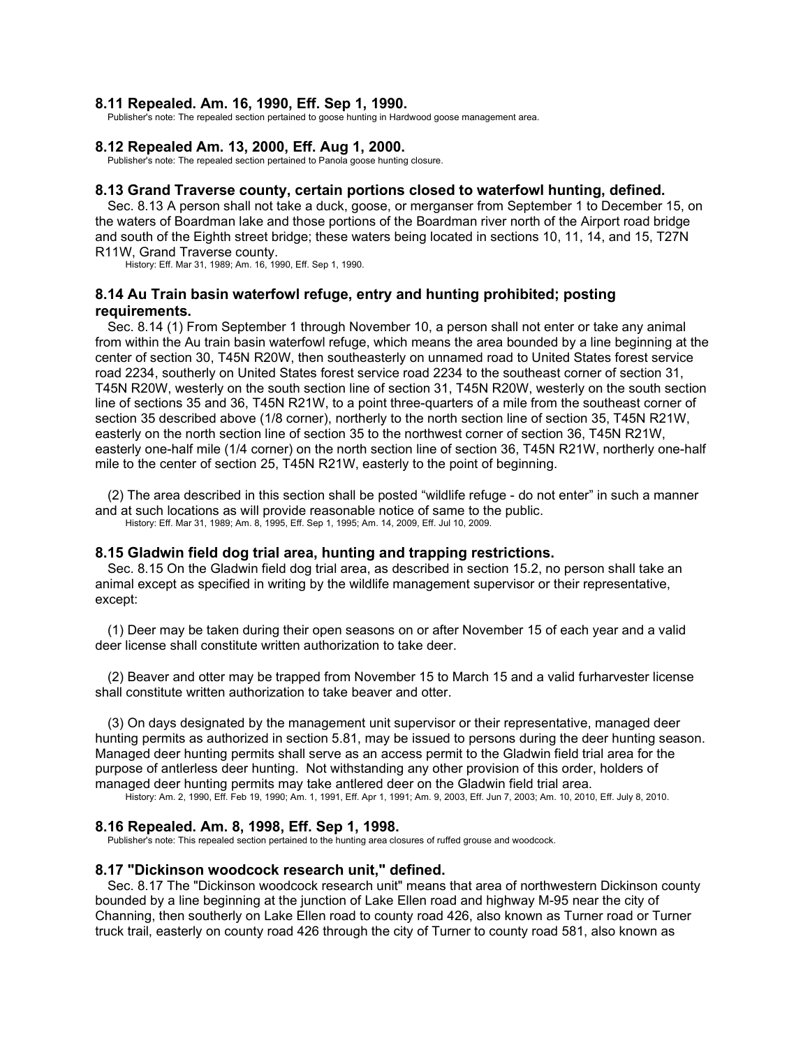### 8.11 Repealed. Am. 16, 1990, Eff. Sep 1, 1990.

Publisher's note: The repealed section pertained to goose hunting in Hardwood goose management area.

### 8.12 Repealed Am. 13, 2000, Eff. Aug 1, 2000.

Publisher's note: The repealed section pertained to Panola goose hunting closure.

### 8.13 Grand Traverse county, certain portions closed to waterfowl hunting, defined.

Sec. 8.13 A person shall not take a duck, goose, or merganser from September 1 to December 15, on the waters of Boardman lake and those portions of the Boardman river north of the Airport road bridge and south of the Eighth street bridge; these waters being located in sections 10, 11, 14, and 15, T27N R11W, Grand Traverse county.

History: Eff. Mar 31, 1989; Am. 16, 1990, Eff. Sep 1, 1990.

### 8.14 Au Train basin waterfowl refuge, entry and hunting prohibited; posting requirements.

Sec. 8.14 (1) From September 1 through November 10, a person shall not enter or take any animal from within the Au train basin waterfowl refuge, which means the area bounded by a line beginning at the center of section 30, T45N R20W, then southeasterly on unnamed road to United States forest service road 2234, southerly on United States forest service road 2234 to the southeast corner of section 31, T45N R20W, westerly on the south section line of section 31, T45N R20W, westerly on the south section line of sections 35 and 36, T45N R21W, to a point three-quarters of a mile from the southeast corner of section 35 described above (1/8 corner), northerly to the north section line of section 35, T45N R21W, easterly on the north section line of section 35 to the northwest corner of section 36, T45N R21W, easterly one-half mile (1/4 corner) on the north section line of section 36, T45N R21W, northerly one-half mile to the center of section 25, T45N R21W, easterly to the point of beginning.

(2) The area described in this section shall be posted “wildlife refuge - do not enter” in such a manner and at such locations as will provide reasonable notice of same to the public.

History: Eff. Mar 31, 1989; Am. 8, 1995, Eff. Sep 1, 1995; Am. 14, 2009, Eff. Jul 10, 2009.

### 8.15 Gladwin field dog trial area, hunting and trapping restrictions.

Sec. 8.15 On the Gladwin field dog trial area, as described in section 15.2, no person shall take an animal except as specified in writing by the wildlife management supervisor or their representative, except:

(1) Deer may be taken during their open seasons on or after November 15 of each year and a valid deer license shall constitute written authorization to take deer.

(2) Beaver and otter may be trapped from November 15 to March 15 and a valid furharvester license shall constitute written authorization to take beaver and otter.

(3) On days designated by the management unit supervisor or their representative, managed deer hunting permits as authorized in section 5.81, may be issued to persons during the deer hunting season. Managed deer hunting permits shall serve as an access permit to the Gladwin field trial area for the purpose of antlerless deer hunting. Not withstanding any other provision of this order, holders of managed deer hunting permits may take antlered deer on the Gladwin field trial area.

History: Am. 2, 1990, Eff. Feb 19, 1990; Am. 1, 1991, Eff. Apr 1, 1991; Am. 9, 2003, Eff. Jun 7, 2003; Am. 10, 2010, Eff. July 8, 2010.

### 8.16 Repealed. Am. 8, 1998, Eff. Sep 1, 1998.

Publisher's note: This repealed section pertained to the hunting area closures of ruffed grouse and woodcock.

### 8.17 "Dickinson woodcock research unit," defined.

Sec. 8.17 The "Dickinson woodcock research unit" means that area of northwestern Dickinson county bounded by a line beginning at the junction of Lake Ellen road and highway M-95 near the city of Channing, then southerly on Lake Ellen road to county road 426, also known as Turner road or Turner truck trail, easterly on county road 426 through the city of Turner to county road 581, also known as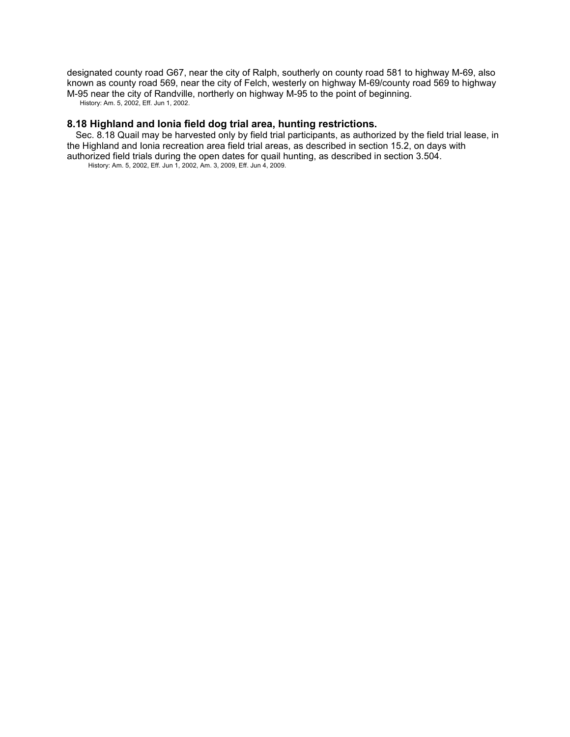designated county road G67, near the city of Ralph, southerly on county road 581 to highway M-69, also known as county road 569, near the city of Felch, westerly on highway M-69/county road 569 to highway M-95 near the city of Randville, northerly on highway M-95 to the point of beginning.

History: Am. 5, 2002, Eff. Jun 1, 2002.

## 8.18 Highland and Ionia field dog trial area, hunting restrictions.

Sec. 8.18 Quail may be harvested only by field trial participants, as authorized by the field trial lease, in the Highland and Ionia recreation area field trial areas, as described in section 15.2, on days with authorized field trials during the open dates for quail hunting, as described in section 3.504.

History: Am. 5, 2002, Eff. Jun 1, 2002, Am. 3, 2009, Eff. Jun 4, 2009.